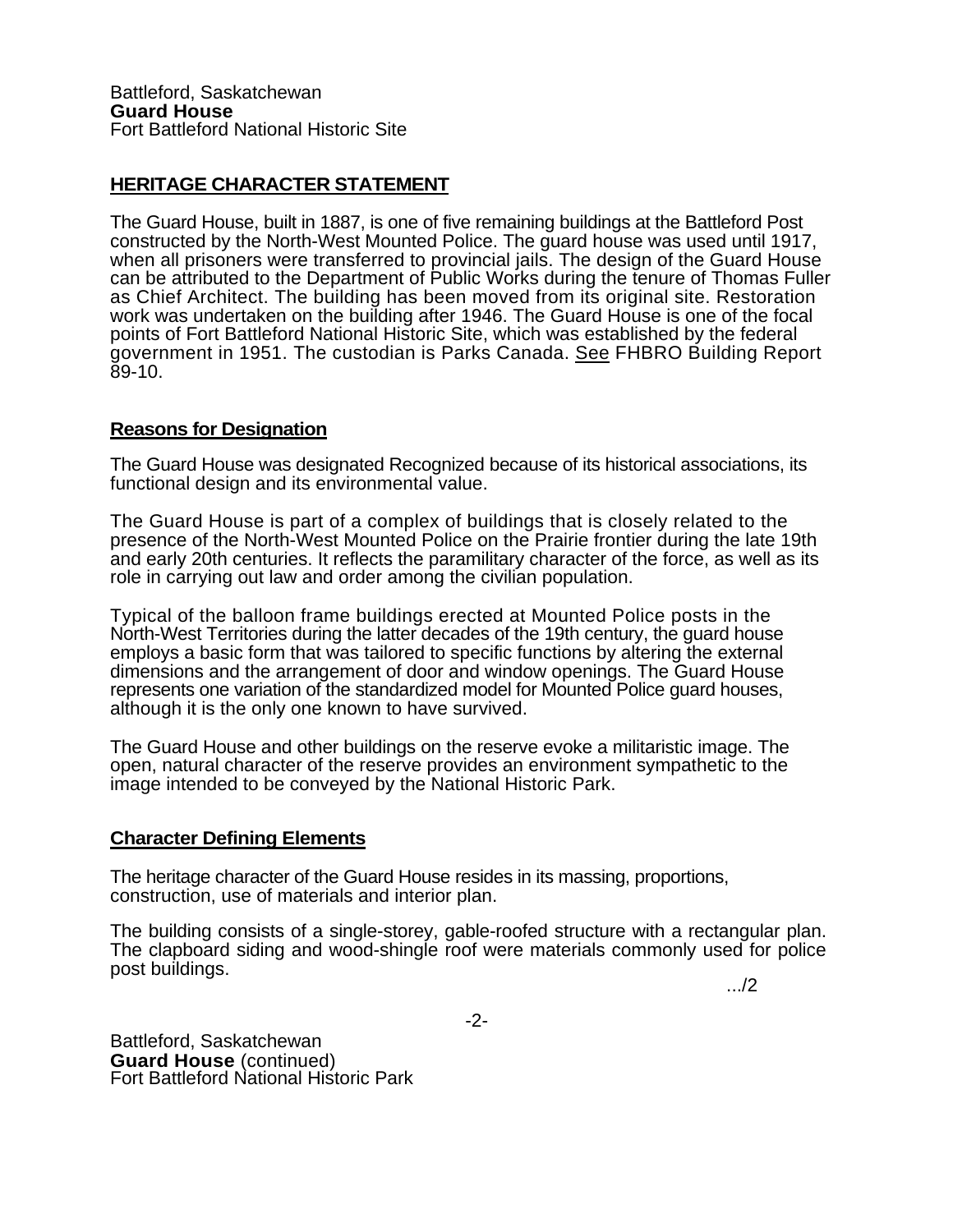Battleford, Saskatchewan
**Guard House**
Fort Battleford National Historic Site

## HERITAGE CHARACTER STATEMENT

The Guard House, built in 1887, is one of five remaining buildings at the Battleford Post constructed by the North-West Mounted Police. The guard house was used until 1917, when all prisoners were transferred to provincial jails. The design of the Guard House can be attributed to the Department of Public Works during the tenure of Thomas Fuller as Chief Architect. The building has been moved from its original site. Restoration work was undertaken on the building after 1946. The Guard House is one of the focal points of Fort Battleford National Historic Site, which was established by the federal government in 1951. The custodian is Parks Canada. See FHBRO Building Report 89-10.

### Reasons for Designation

The Guard House was designated Recognized because of its historical associations, its functional design and its environmental value.

The Guard House is part of a complex of buildings that is closely related to the presence of the North-West Mounted Police on the Prairie frontier during the late 19th and early 20th centuries. It reflects the paramilitary character of the force, as well as its role in carrying out law and order among the civilian population.

Typical of the balloon frame buildings erected at Mounted Police posts in the North-West Territories during the latter decades of the 19th century, the guard house employs a basic form that was tailored to specific functions by altering the external dimensions and the arrangement of door and window openings. The Guard House represents one variation of the standardized model for Mounted Police guard houses, although it is the only one known to have survived.

The Guard House and other buildings on the reserve evoke a militaristic image. The open, natural character of the reserve provides an environment sympathetic to the image intended to be conveyed by the National Historic Park.

### Character Defining Elements

The heritage character of the Guard House resides in its massing, proportions, construction, use of materials and interior plan.

The building consists of a single-storey, gable-roofed structure with a rectangular plan. The clapboard siding and wood-shingle roof were materials commonly used for police post buildings.

.../2

Battleford, Saskatchewan
**Guard House** (continued)
Fort Battleford National Historic Park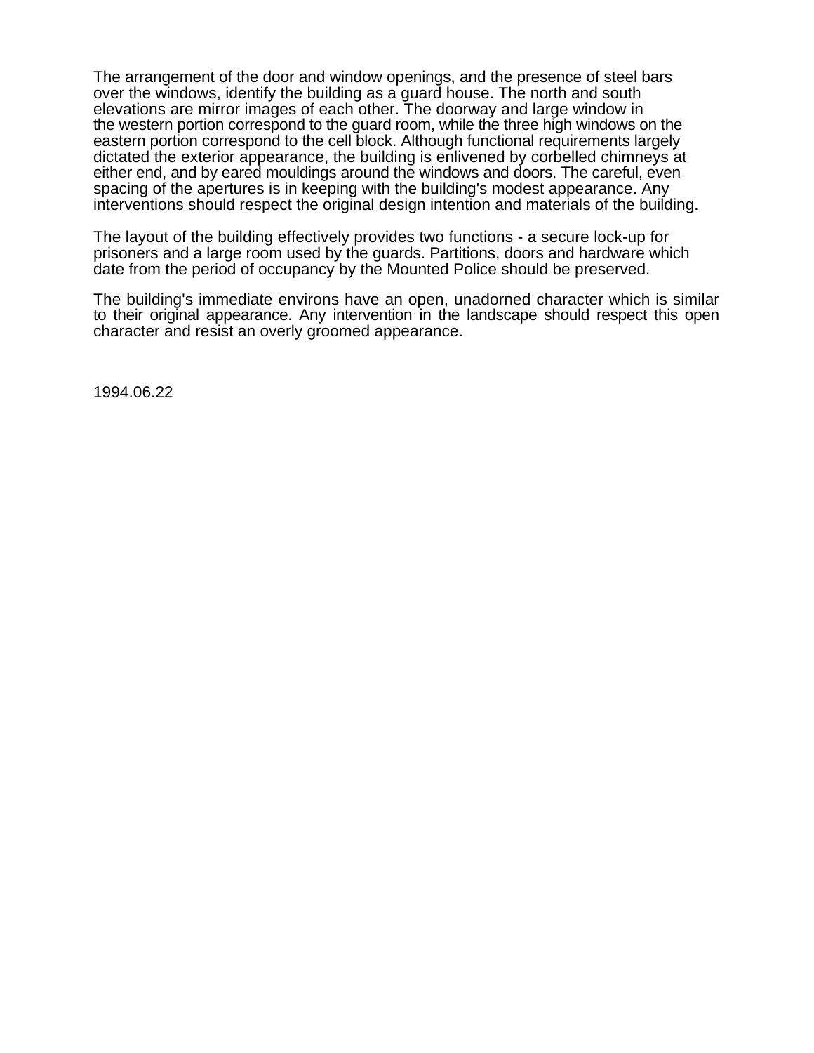The arrangement of the door and window openings, and the presence of steel bars over the windows, identify the building as a guard house. The north and south elevations are mirror images of each other. The doorway and large window in the western portion correspond to the guard room, while the three high windows on the eastern portion correspond to the cell block. Although functional requirements largely dictated the exterior appearance, the building is enlivened by corbelled chimneys at either end, and by eared mouldings around the windows and doors. The careful, even spacing of the apertures is in keeping with the building's modest appearance. Any interventions should respect the original design intention and materials of the building.

The layout of the building effectively provides two functions - a secure lock-up for prisoners and a large room used by the guards. Partitions, doors and hardware which date from the period of occupancy by the Mounted Police should be preserved.

The building's immediate environs have an open, unadorned character which is similar to their original appearance. Any intervention in the landscape should respect this open character and resist an overly groomed appearance.

1994.06.22